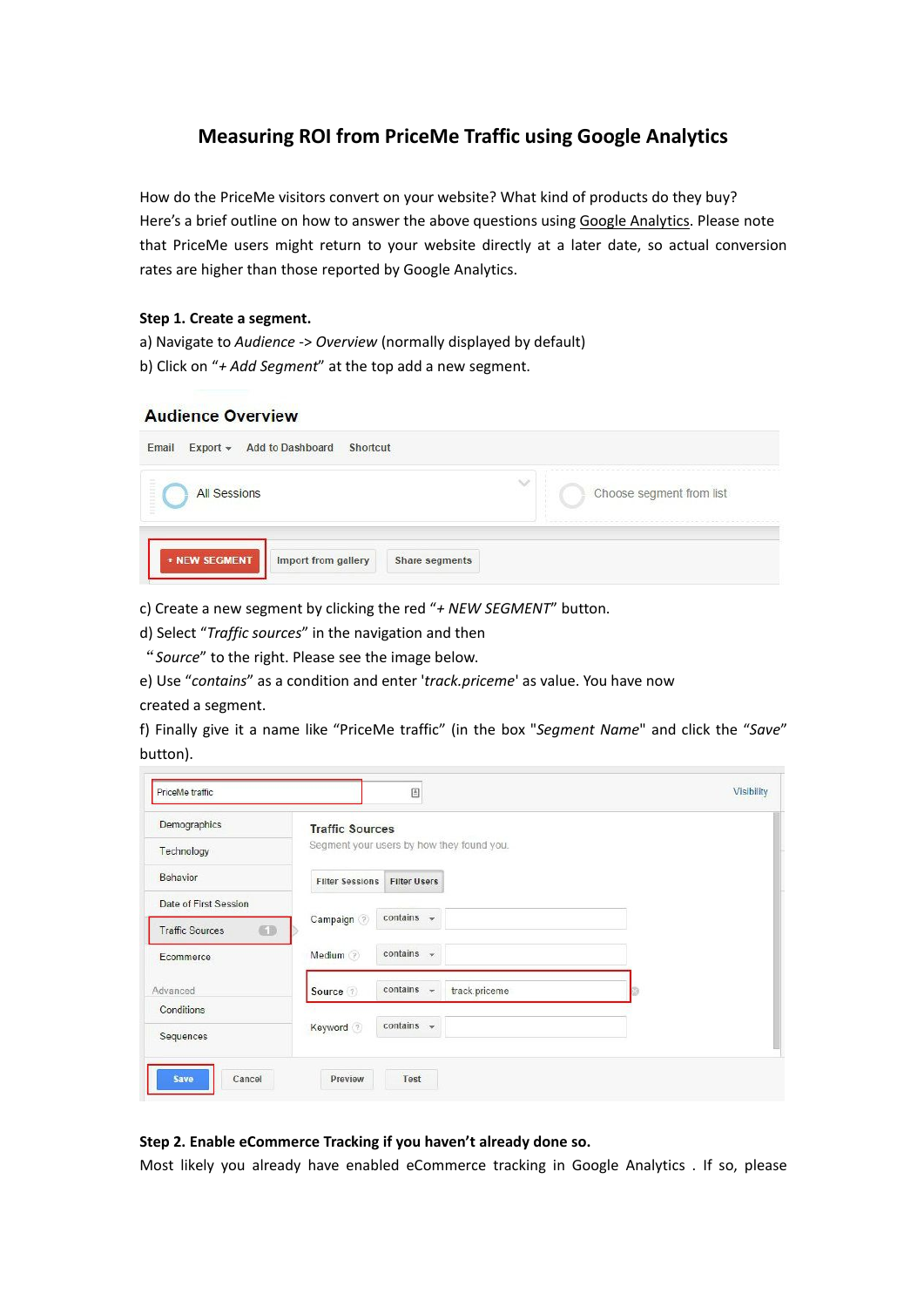# Measuring ROI from PriceMe Traffic using Google Analytics

How do the PriceMe visitors convert on your website? What kind of products do they buy? Here's a brief outline on how to answer the above questions using Google Analytics. Please note that PriceMe users might return to your website directly at a later date, so actual conversion rates are higher than those reported by Google Analytics.

**Step 1. Create a segment.**

a) Navigate to *Audience -> Overview* (normally displayed by default)

b) Click on "*+ Add Segment*" at the top add a new segment.

c) Create a new segment by clicking the red "*+ NEW SEGMENT*" button.

d) Select "*Traffic sources*" in the navigation and then "*Source*" to the right. Please see the image below.

e) Use "*contains*" as a condition and enter '*track.priceme*' as value. You have now created a segment.

f) Finally give it a name like "PriceMe traffic" (in the box "*Segment Name*" and click the "*Save*" button).

**Step 2. Enable eCommerce Tracking if you haven't already done so.**

Most likely you already have enabled eCommerce tracking in Google Analytics . If so, please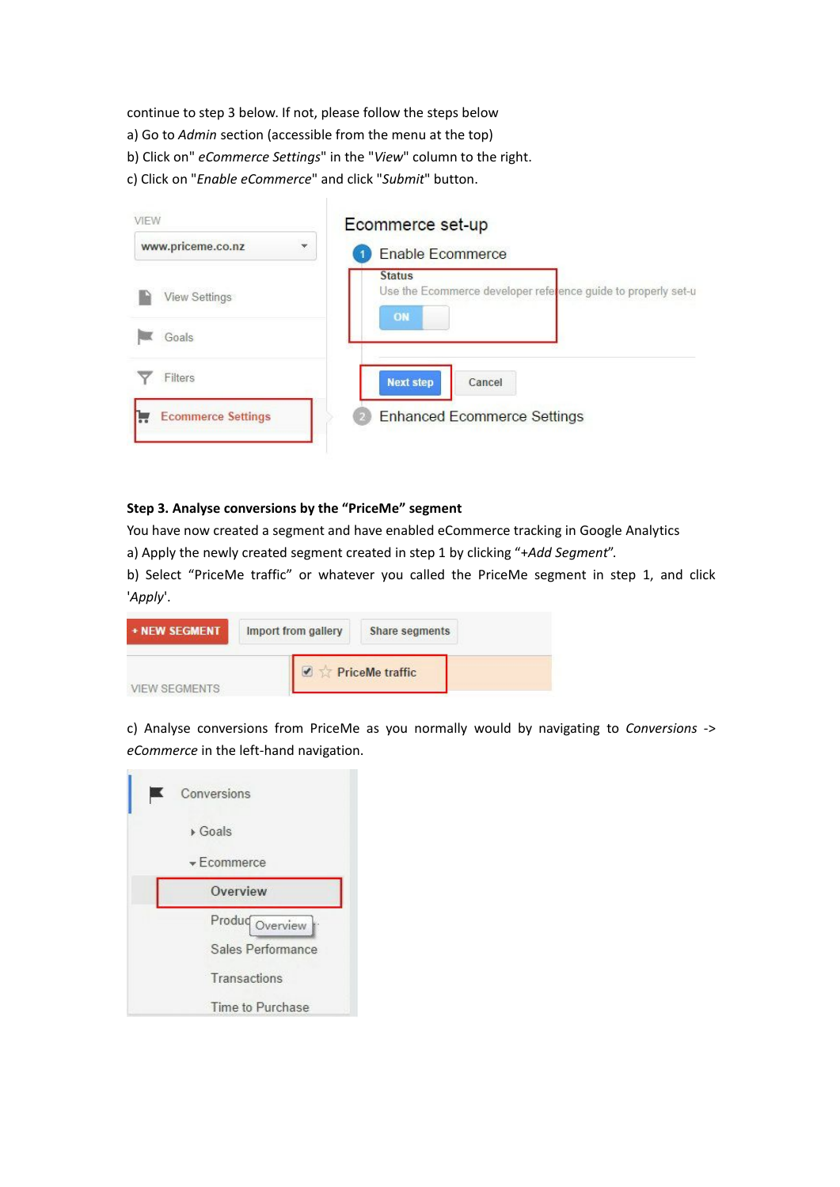continue to step 3 below. If not, please follow the steps below

a) Go to *Admin* section (accessible from the menu at the top)

b) Click on" *eCommerce Settings*" in the "*View*" column to the right.

c) Click on "*Enable eCommerce*" and click "*Submit*" button.

**Step 3. Analyse conversions by the "PriceMe" segment**

You have now created a segment and have enabled eCommerce tracking in Google Analytics

a) Apply the newly created segment created in step 1 by clicking "*+Add Segment*".

b) Select "PriceMe traffic" or whatever you called the PriceMe segment in step 1, and click '*Apply*'.

c) Analyse conversions from PriceMe as you normally would by navigating to *Conversions* -> *eCommerce* in the left-hand navigation.